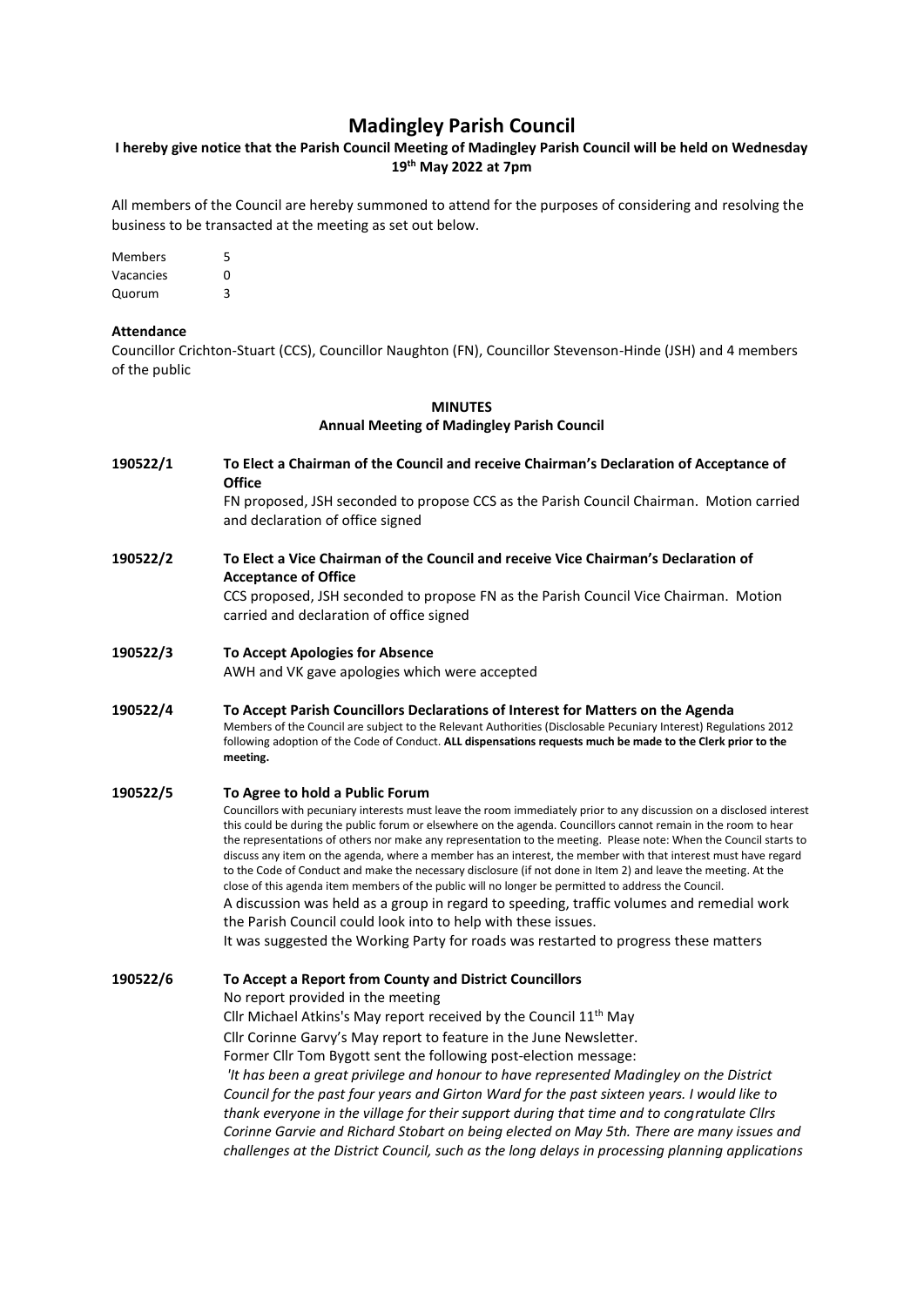# Madingley Parish Council

**I hereby give notice that the Parish Council Meeting of Madingley Parish Council will be held on Wednesday 19th May 2022 at 7pm**

All members of the Council are hereby summoned to attend for the purposes of considering and resolving the business to be transacted at the meeting as set out below.

| | |
|---|---|
| Members | 5 |
| Vacancies | 0 |
| Quorum | 3 |

**Attendance**

Councillor Crichton-Stuart (CCS), Councillor Naughton (FN), Councillor Stevenson-Hinde (JSH) and 4 members of the public

**MINUTES**

**Annual Meeting of Madingley Parish Council**

**190522/1 To Elect a Chairman of the Council and receive Chairman's Declaration of Acceptance of Office**

FN proposed, JSH seconded to propose CCS as the Parish Council Chairman. Motion carried and declaration of office signed

**190522/2 To Elect a Vice Chairman of the Council and receive Vice Chairman's Declaration of Acceptance of Office**

CCS proposed, JSH seconded to propose FN as the Parish Council Vice Chairman. Motion carried and declaration of office signed

**190522/3 To Accept Apologies for Absence**

AWH and VK gave apologies which were accepted

**190522/4 To Accept Parish Councillors Declarations of Interest for Matters on the Agenda**

Members of the Council are subject to the Relevant Authorities (Disclosable Pecuniary Interest) Regulations 2012 following adoption of the Code of Conduct. **ALL dispensations requests much be made to the Clerk prior to the meeting.**

**190522/5 To Agree to hold a Public Forum**

Councillors with pecuniary interests must leave the room immediately prior to any discussion on a disclosed interest this could be during the public forum or elsewhere on the agenda. Councillors cannot remain in the room to hear the representations of others nor make any representation to the meeting. Please note: When the Council starts to discuss any item on the agenda, where a member has an interest, the member with that interest must have regard to the Code of Conduct and make the necessary disclosure (if not done in Item 2) and leave the meeting. At the close of this agenda item members of the public will no longer be permitted to address the Council.

A discussion was held as a group in regard to speeding, traffic volumes and remedial work the Parish Council could look into to help with these issues.

It was suggested the Working Party for roads was restarted to progress these matters

**190522/6 To Accept a Report from County and District Councillors**

No report provided in the meeting

Cllr Michael Atkins's May report received by the Council 11th May

Cllr Corinne Garvy's May report to feature in the June Newsletter.

Former Cllr Tom Bygott sent the following post-election message:

*'It has been a great privilege and honour to have represented Madingley on the District Council for the past four years and Girton Ward for the past sixteen years. I would like to thank everyone in the village for their support during that time and to congratulate Cllrs Corinne Garvie and Richard Stobart on being elected on May 5th. There are many issues and challenges at the District Council, such as the long delays in processing planning applications*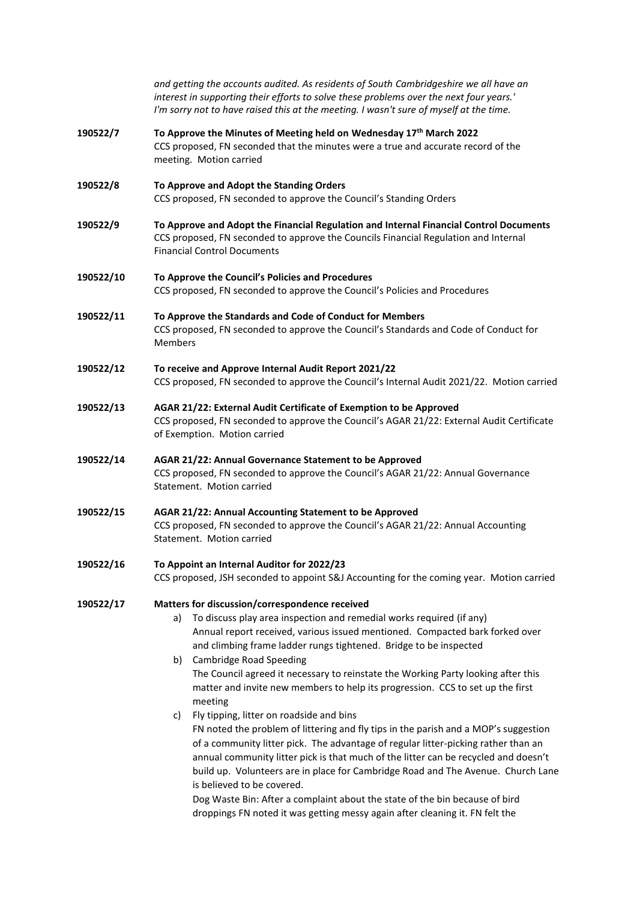*and getting the accounts audited. As residents of South Cambridgeshire we all have an interest in supporting their efforts to solve these problems over the next four years.'*
*I'm sorry not to have raised this at the meeting. I wasn't sure of myself at the time.*

**190522/7** **To Approve the Minutes of Meeting held on Wednesday 17th March 2022**
CCS proposed, FN seconded that the minutes were a true and accurate record of the meeting. Motion carried

**190522/8** **To Approve and Adopt the Standing Orders**
CCS proposed, FN seconded to approve the Council's Standing Orders

**190522/9** **To Approve and Adopt the Financial Regulation and Internal Financial Control Documents**
CCS proposed, FN seconded to approve the Councils Financial Regulation and Internal Financial Control Documents

**190522/10** **To Approve the Council's Policies and Procedures**
CCS proposed, FN seconded to approve the Council's Policies and Procedures

**190522/11** **To Approve the Standards and Code of Conduct for Members**
CCS proposed, FN seconded to approve the Council's Standards and Code of Conduct for Members

**190522/12** **To receive and Approve Internal Audit Report 2021/22**
CCS proposed, FN seconded to approve the Council's Internal Audit 2021/22. Motion carried

**190522/13** **AGAR 21/22: External Audit Certificate of Exemption to be Approved**
CCS proposed, FN seconded to approve the Council's AGAR 21/22: External Audit Certificate of Exemption. Motion carried

**190522/14** **AGAR 21/22: Annual Governance Statement to be Approved**
CCS proposed, FN seconded to approve the Council's AGAR 21/22: Annual Governance Statement. Motion carried

**190522/15** **AGAR 21/22: Annual Accounting Statement to be Approved**
CCS proposed, FN seconded to approve the Council's AGAR 21/22: Annual Accounting Statement. Motion carried

**190522/16** **To Appoint an Internal Auditor for 2022/23**
CCS proposed, JSH seconded to appoint S&J Accounting for the coming year. Motion carried

**190522/17** **Matters for discussion/correspondence received**

a) To discuss play area inspection and remedial works required (if any)
Annual report received, various issued mentioned. Compacted bark forked over and climbing frame ladder rungs tightened. Bridge to be inspected

b) Cambridge Road Speeding
The Council agreed it necessary to reinstate the Working Party looking after this matter and invite new members to help its progression. CCS to set up the first meeting

c) Fly tipping, litter on roadside and bins
FN noted the problem of littering and fly tips in the parish and a MOP's suggestion of a community litter pick. The advantage of regular litter-picking rather than an annual community litter pick is that much of the litter can be recycled and doesn't build up. Volunteers are in place for Cambridge Road and The Avenue. Church Lane is believed to be covered.
Dog Waste Bin: After a complaint about the state of the bin because of bird droppings FN noted it was getting messy again after cleaning it. FN felt the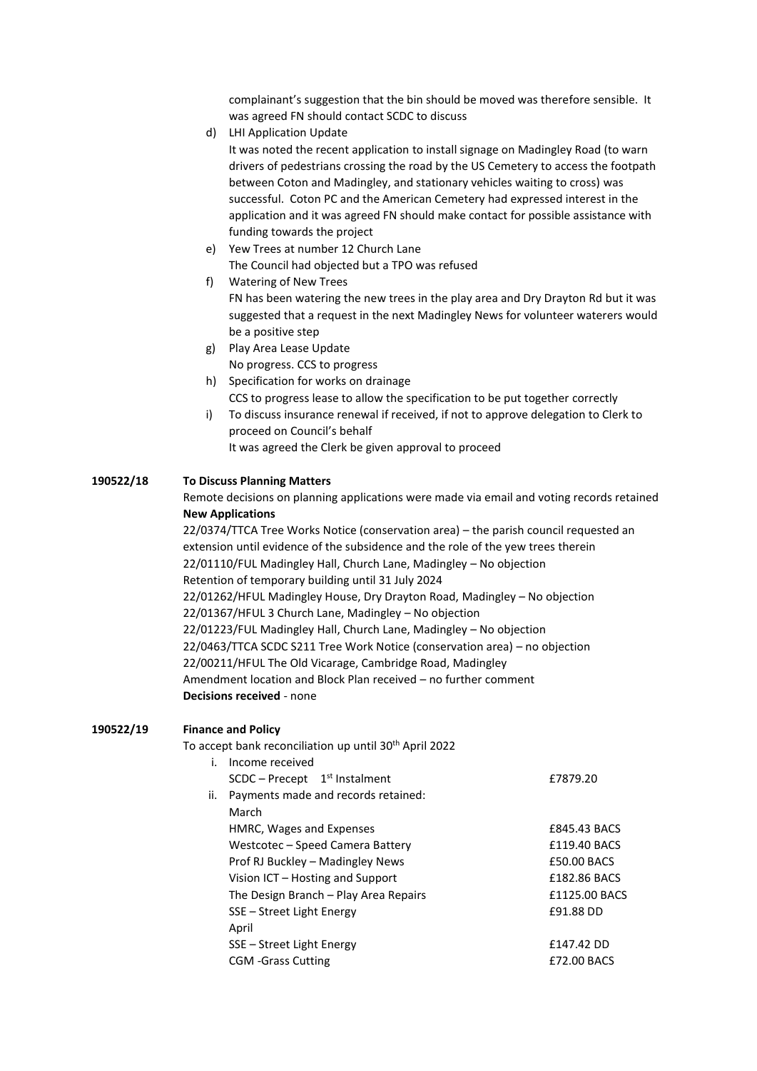complainant's suggestion that the bin should be moved was therefore sensible. It was agreed FN should contact SCDC to discuss

d) LHI Application Update
   It was noted the recent application to install signage on Madingley Road (to warn drivers of pedestrians crossing the road by the US Cemetery to access the footpath between Coton and Madingley, and stationary vehicles waiting to cross) was successful. Coton PC and the American Cemetery had expressed interest in the application and it was agreed FN should make contact for possible assistance with funding towards the project

e) Yew Trees at number 12 Church Lane
   The Council had objected but a TPO was refused

f) Watering of New Trees
   FN has been watering the new trees in the play area and Dry Drayton Rd but it was suggested that a request in the next Madingley News for volunteer waterers would be a positive step

g) Play Area Lease Update
   No progress. CCS to progress

h) Specification for works on drainage
   CCS to progress lease to allow the specification to be put together correctly

i) To discuss insurance renewal if received, if not to approve delegation to Clerk to proceed on Council's behalf
   It was agreed the Clerk be given approval to proceed

**190522/18 To Discuss Planning Matters**

Remote decisions on planning applications were made via email and voting records retained

**New Applications**

22/0374/TTCA Tree Works Notice (conservation area) – the parish council requested an extension until evidence of the subsidence and the role of the yew trees therein

22/01110/FUL Madingley Hall, Church Lane, Madingley – No objection
Retention of temporary building until 31 July 2024

22/01262/HFUL Madingley House, Dry Drayton Road, Madingley – No objection

22/01367/HFUL 3 Church Lane, Madingley – No objection

22/01223/FUL Madingley Hall, Church Lane, Madingley – No objection

22/0463/TTCA SCDC S211 Tree Work Notice (conservation area) – no objection

22/00211/HFUL The Old Vicarage, Cambridge Road, Madingley
Amendment location and Block Plan received – no further comment

**Decisions received** - none

**190522/19 Finance and Policy**

To accept bank reconciliation up until 30th April 2022

i. Income received

| | |
|---|---|
| SCDC – Precept 1st Instalment | £7879.20 |

ii. Payments made and records retained:

| | |
|---|---|
| March | |
| HMRC, Wages and Expenses | £845.43 BACS |
| Westcotec – Speed Camera Battery | £119.40 BACS |
| Prof RJ Buckley – Madingley News | £50.00 BACS |
| Vision ICT – Hosting and Support | £182.86 BACS |
| The Design Branch – Play Area Repairs | £1125.00 BACS |
| SSE – Street Light Energy | £91.88 DD |
| April | |
| SSE – Street Light Energy | £147.42 DD |
| CGM -Grass Cutting | £72.00 BACS |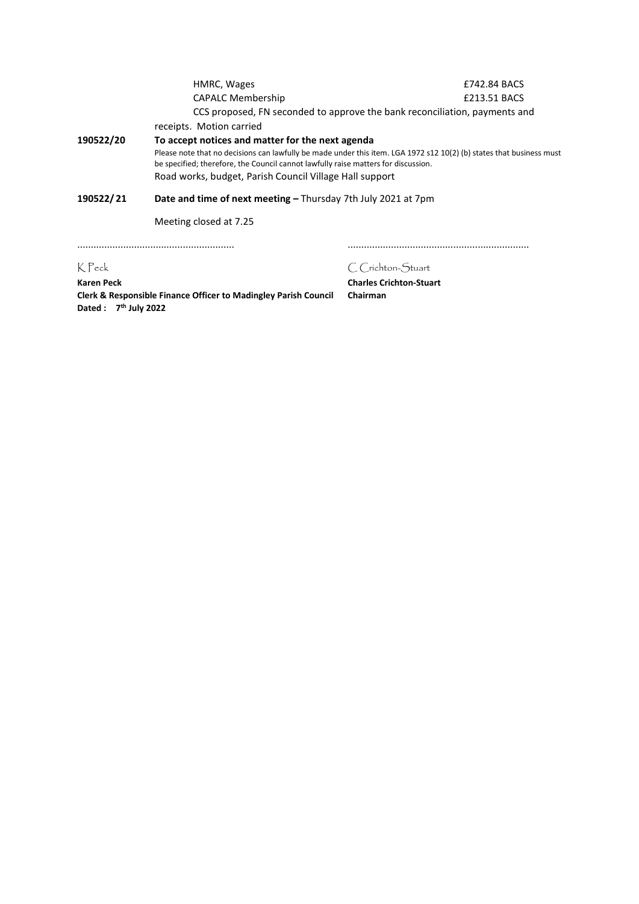| | | |
|---|---|---|
| | HMRC, Wages | £742.84 BACS |
| | CAPALC Membership | £213.51 BACS |

CCS proposed, FN seconded to approve the bank reconciliation, payments and receipts. Motion carried

**190522/20** **To accept notices and matter for the next agenda**

Please note that no decisions can lawfully be made under this item. LGA 1972 s12 10(2) (b) states that business must be specified; therefore, the Council cannot lawfully raise matters for discussion.

Road works, budget, Parish Council Village Hall support

**190522/ 21** **Date and time of next meeting –** Thursday 7th July 2021 at 7pm

Meeting closed at 7.25

.........................................................    ..................................................................

K Peck    C Crichton-Stuart

**Karen Peck**
**Clerk & Responsible Finance Officer to Madingley Parish Council**
**Dated : 7th July 2022**

**Charles Crichton-Stuart**
**Chairman**